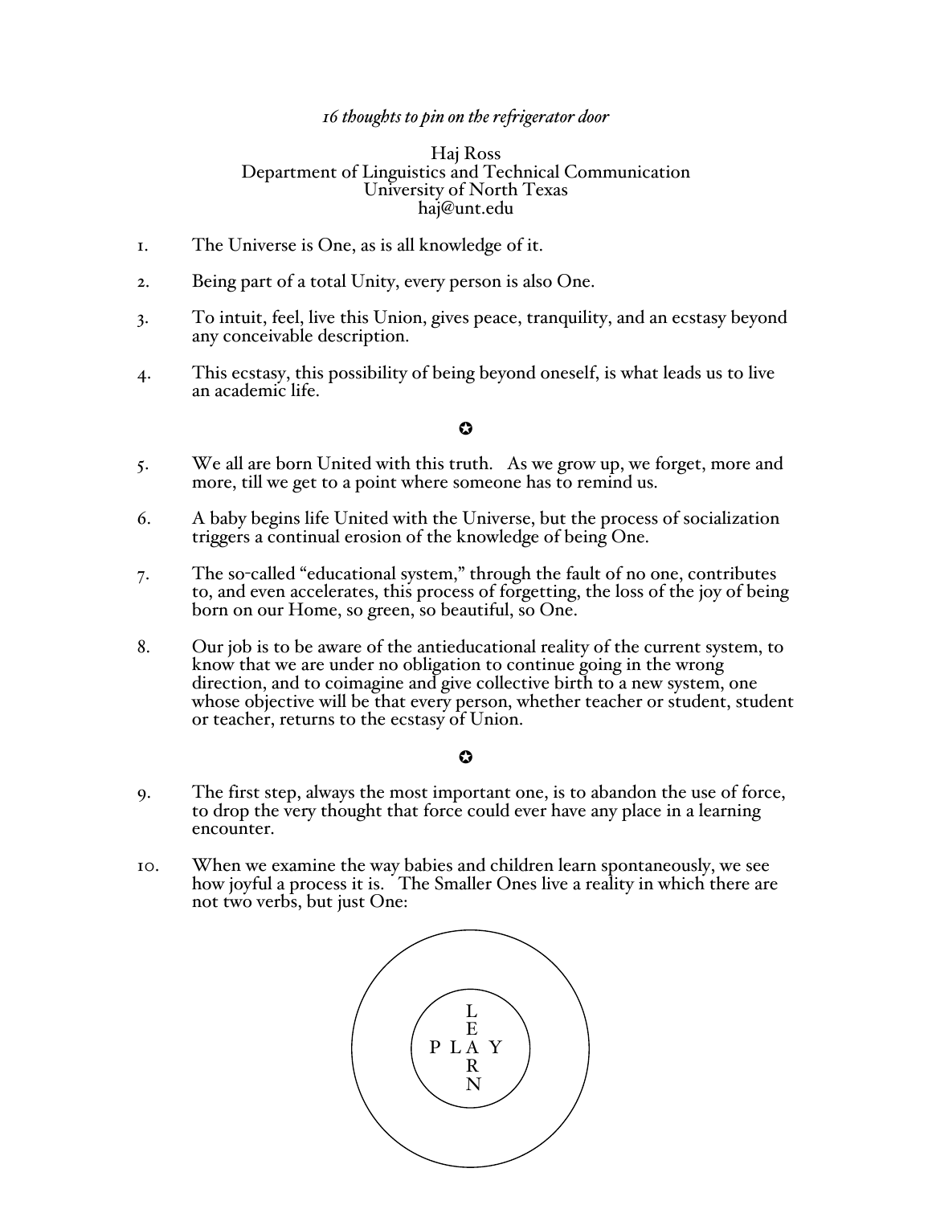*16 thoughts to pin on the refrigerator door*

Haj Ross
Department of Linguistics and Technical Communication
University of North Texas
haj@unt.edu

1. The Universe is One, as is all knowledge of it.

2. Being part of a total Unity, every person is also One.

3. To intuit, feel, live this Union, gives peace, tranquility, and an ecstasy beyond any conceivable description.

4. This ecstasy, this possibility of being beyond oneself, is what leads us to live an academic life.

✪

5. We all are born United with this truth. As we grow up, we forget, more and more, till we get to a point where someone has to remind us.

6. A baby begins life United with the Universe, but the process of socialization triggers a continual erosion of the knowledge of being One.

7. The so-called "educational system," through the fault of no one, contributes to, and even accelerates, this process of forgetting, the loss of the joy of being born on our Home, so green, so beautiful, so One.

8. Our job is to be aware of the antieducational reality of the current system, to know that we are under no obligation to continue going in the wrong direction, and to coimagine and give collective birth to a new system, one whose objective will be that every person, whether teacher or student, student or teacher, returns to the ecstasy of Union.

✪

9. The first step, always the most important one, is to abandon the use of force, to drop the very thought that force could ever have any place in a learning encounter.

10. When we examine the way babies and children learn spontaneously, we see how joyful a process it is. The Smaller Ones live a reality in which there are not two verbs, but just One:

```
    L
    E
P L A Y
    R
    N
```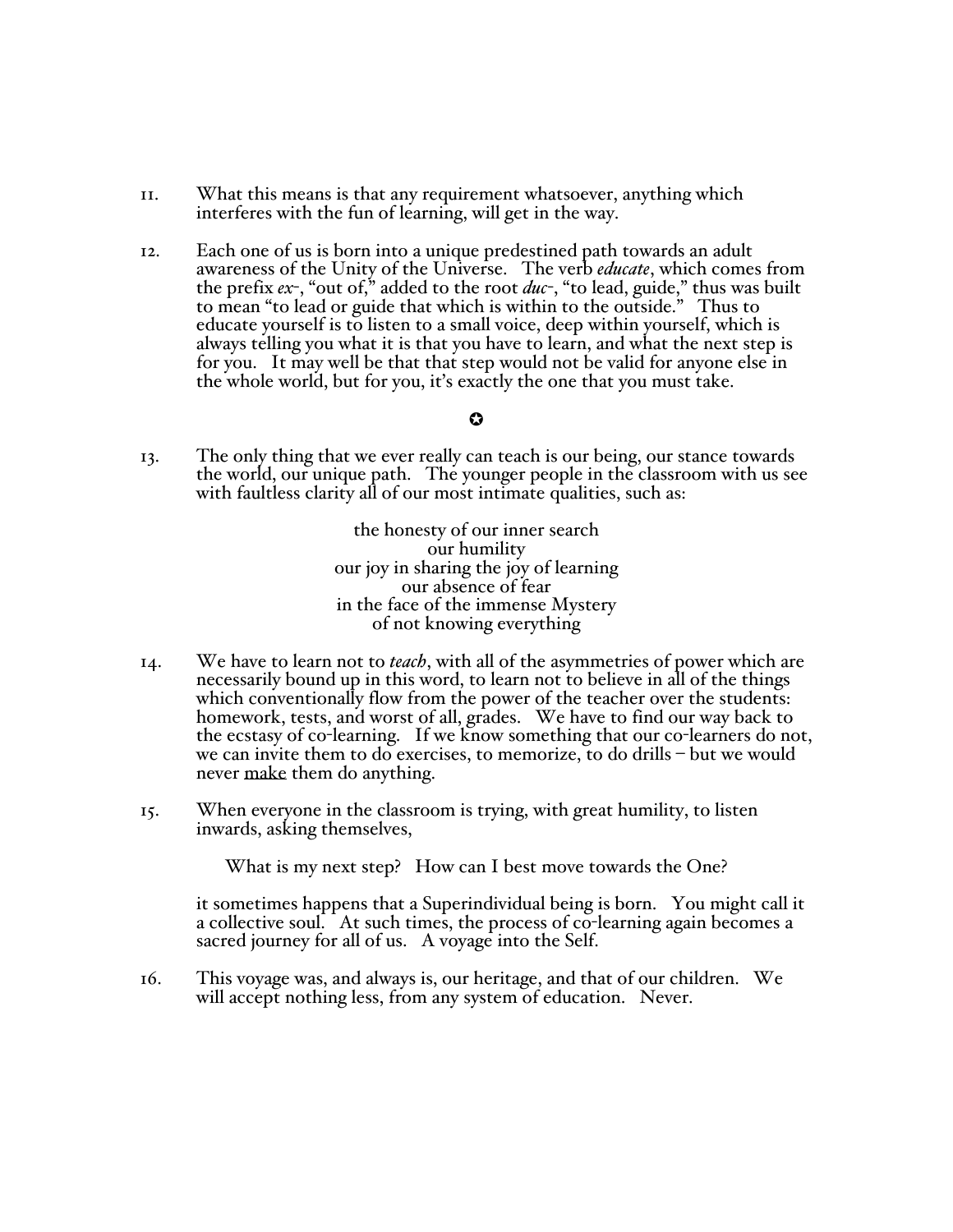11. What this means is that any requirement whatsoever, anything which interferes with the fun of learning, will get in the way.

12. Each one of us is born into a unique predestined path towards an adult awareness of the Unity of the Universe. The verb *educate*, which comes from the prefix *ex-*, "out of," added to the root *duc-*, "to lead, guide," thus was built to mean "to lead or guide that which is within to the outside." Thus to educate yourself is to listen to a small voice, deep within yourself, which is always telling you what it is that you have to learn, and what the next step is for you. It may well be that that step would not be valid for anyone else in the whole world, but for you, it's exactly the one that you must take.

✪

13. The only thing that we ever really can teach is our being, our stance towards the world, our unique path. The younger people in the classroom with us see with faultless clarity all of our most intimate qualities, such as:

    the honesty of our inner search
    our humility
    our joy in sharing the joy of learning
    our absence of fear
    in the face of the immense Mystery
    of not knowing everything

14. We have to learn not to *teach*, with all of the asymmetries of power which are necessarily bound up in this word, to learn not to believe in all of the things which conventionally flow from the power of the teacher over the students: homework, tests, and worst of all, grades. We have to find our way back to the ecstasy of co-learning. If we know something that our co-learners do not, we can invite them to do exercises, to memorize, to do drills – but we would never <u>make</u> them do anything.

15. When everyone in the classroom is trying, with great humility, to listen inwards, asking themselves,

    What is my next step? How can I best move towards the One?

    it sometimes happens that a Superindividual being is born. You might call it a collective soul. At such times, the process of co-learning again becomes a sacred journey for all of us. A voyage into the Self.

16. This voyage was, and always is, our heritage, and that of our children. We will accept nothing less, from any system of education. Never.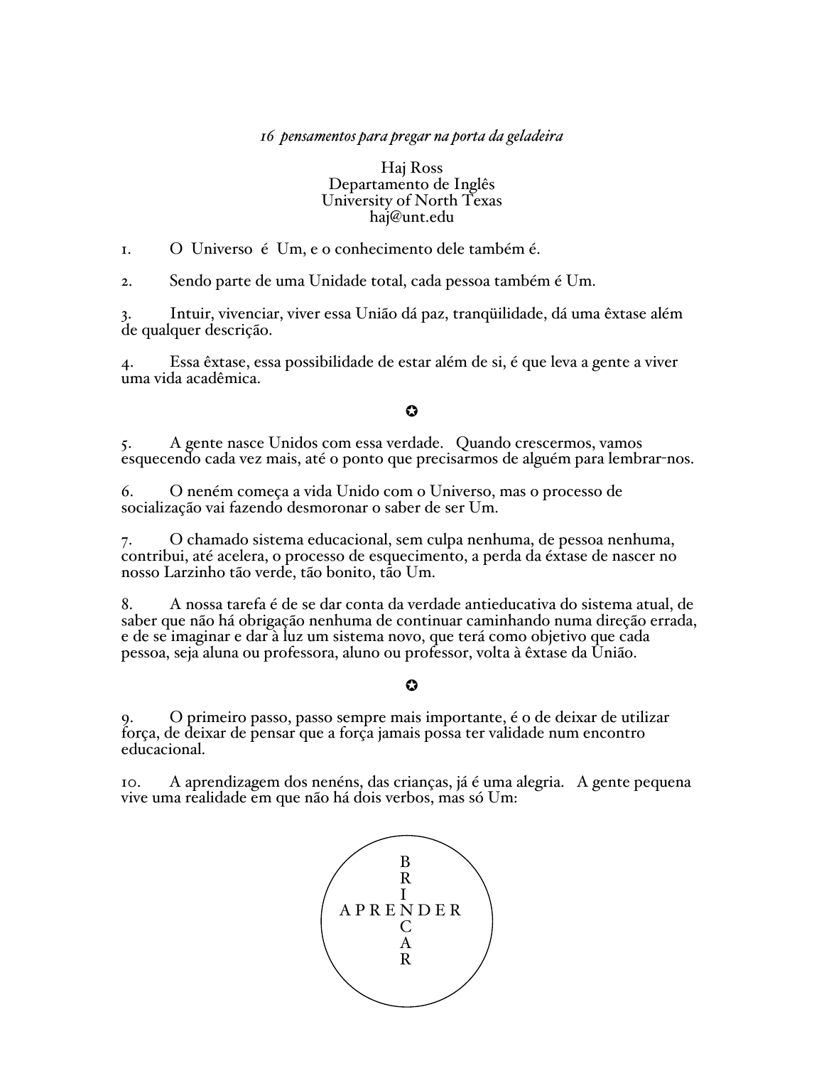*16 pensamentos para pregar na porta da geladeira*

Haj Ross
Departamento de Inglês
University of North Texas
haj@unt.edu

1. O Universo é Um, e o conhecimento dele também é.

2. Sendo parte de uma Unidade total, cada pessoa também é Um.

3. Intuir, vivenciar, viver essa União dá paz, tranqüilidade, dá uma êxtase além de qualquer descrição.

4. Essa êxtase, essa possibilidade de estar além de si, é que leva a gente a viver uma vida acadêmica.

✪

5. A gente nasce Unidos com essa verdade. Quando crescermos, vamos esquecendo cada vez mais, até o ponto que precisarmos de alguém para lembrar-nos.

6. O neném começa a vida Unido com o Universo, mas o processo de socialização vai fazendo desmoronar o saber de ser Um.

7. O chamado sistema educacional, sem culpa nenhuma, de pessoa nenhuma, contribui, até acelera, o processo de esquecimento, a perda da éxtase de nascer no nosso Larzinho tão verde, tão bonito, tão Um.

8. A nossa tarefa é de se dar conta da verdade antieducativa do sistema atual, de saber que não há obrigação nenhuma de continuar caminhando numa direção errada, e de se imaginar e dar à luz um sistema novo, que terá como objetivo que cada pessoa, seja aluna ou professora, aluno ou professor, volta à êxtase da União.

✪

9. O primeiro passo, passo sempre mais importante, é o de deixar de utilizar força, de deixar de pensar que a força jamais possa ter validade num encontro educacional.

10. A aprendizagem dos neném, das crianças, já é uma alegria. A gente pequena vive uma realidade em que não há dois verbos, mas só Um:

```
        B
        R
        I
A P R E N D E R
        C
        A
        R
```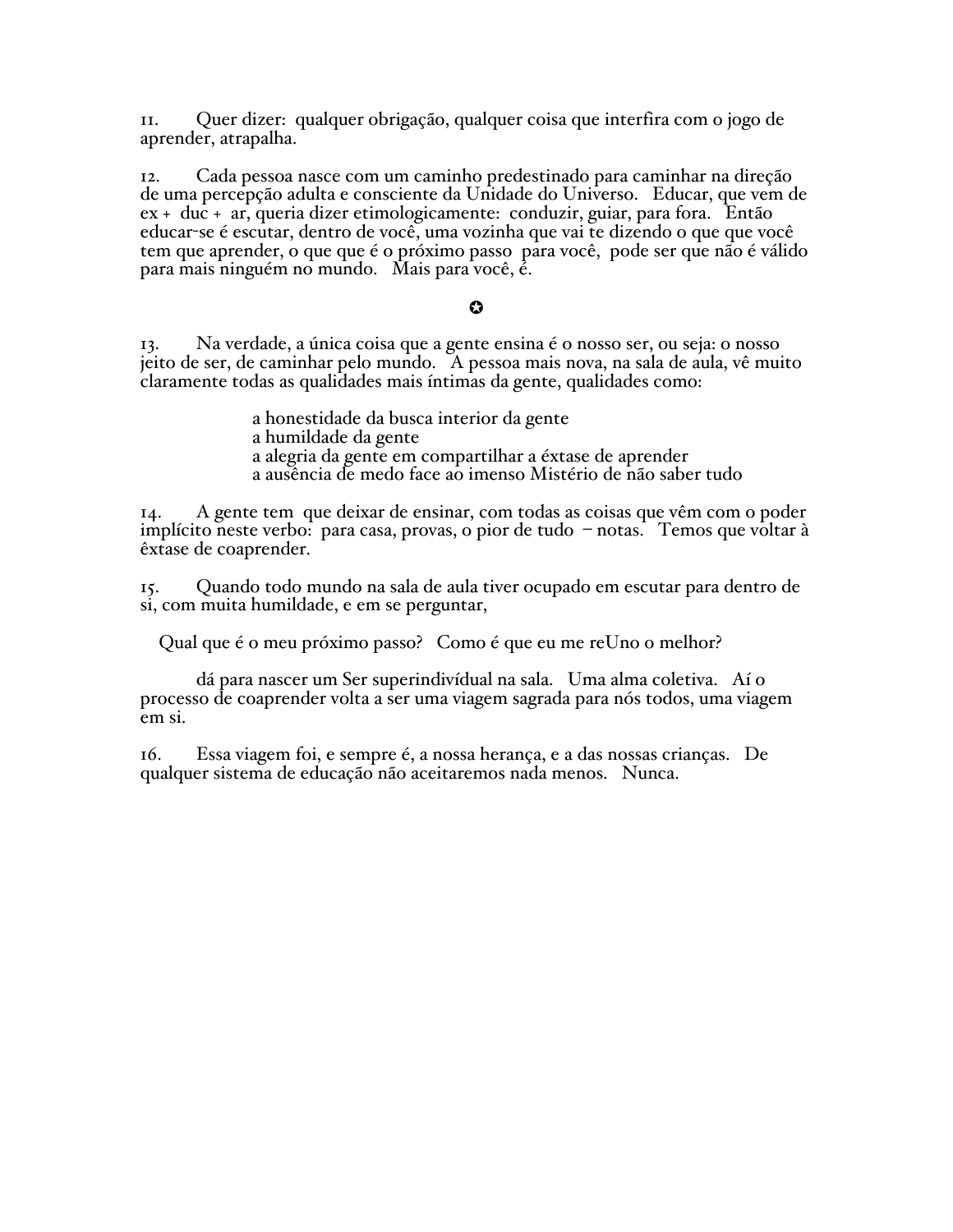11. Quer dizer: qualquer obrigação, qualquer coisa que interfira com o jogo de aprender, atrapalha.

12. Cada pessoa nasce com um caminho predestinado para caminhar na direção de uma percepção adulta e consciente da Unidade do Universo. Educar, que vem de ex + duc + ar, queria dizer etimologicamente: conduzir, guiar, para fora. Então educar-se é escutar, dentro de você, uma vozinha que vai te dizendo o que que você tem que aprender, o que que é o próximo passo para você, pode ser que não é válido para mais ninguém no mundo. Mais para você, é.

✪

13. Na verdade, a única coisa que a gente ensina é o nosso ser, ou seja: o nosso jeito de ser, de caminhar pelo mundo. A pessoa mais nova, na sala de aula, vê muito claramente todas as qualidades mais íntimas da gente, qualidades como:

> a honestidade da busca interior da gente
> a humildade da gente
> a alegria da gente em compartilhar a éxtase de aprender
> a ausência de medo face ao imenso Mistério de não saber tudo

14. A gente tem que deixar de ensinar, com todas as coisas que vêm com o poder implícito neste verbo: para casa, provas, o pior de tudo – notas. Temos que voltar à êxtase de coaprender.

15. Quando todo mundo na sala de aula tiver ocupado em escutar para dentro de si, com muita humildade, e em se perguntar,

Qual que é o meu próximo passo? Como é que eu me reUno o melhor?

dá para nascer um Ser superindivídual na sala. Uma alma coletiva. Aí o processo de coaprender volta a ser uma viagem sagrada para nós todos, uma viagem em si.

16. Essa viagem foi, e sempre é, a nossa herança, e a das nossas crianças. De qualquer sistema de educação não aceitaremos nada menos. Nunca.